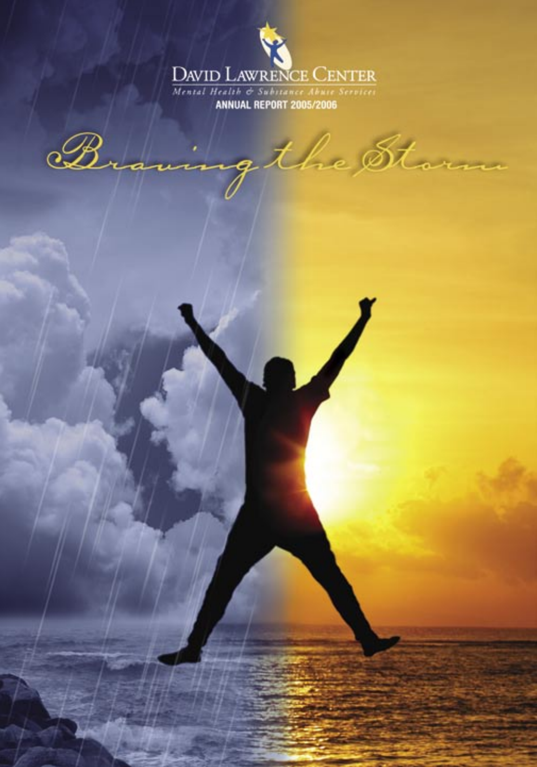# DAVID LAWRENCE CENTER

*Mental Health & Substance Abuse Services*

**ANNUAL REPORT 2005/2006**

# *Braving the Storm*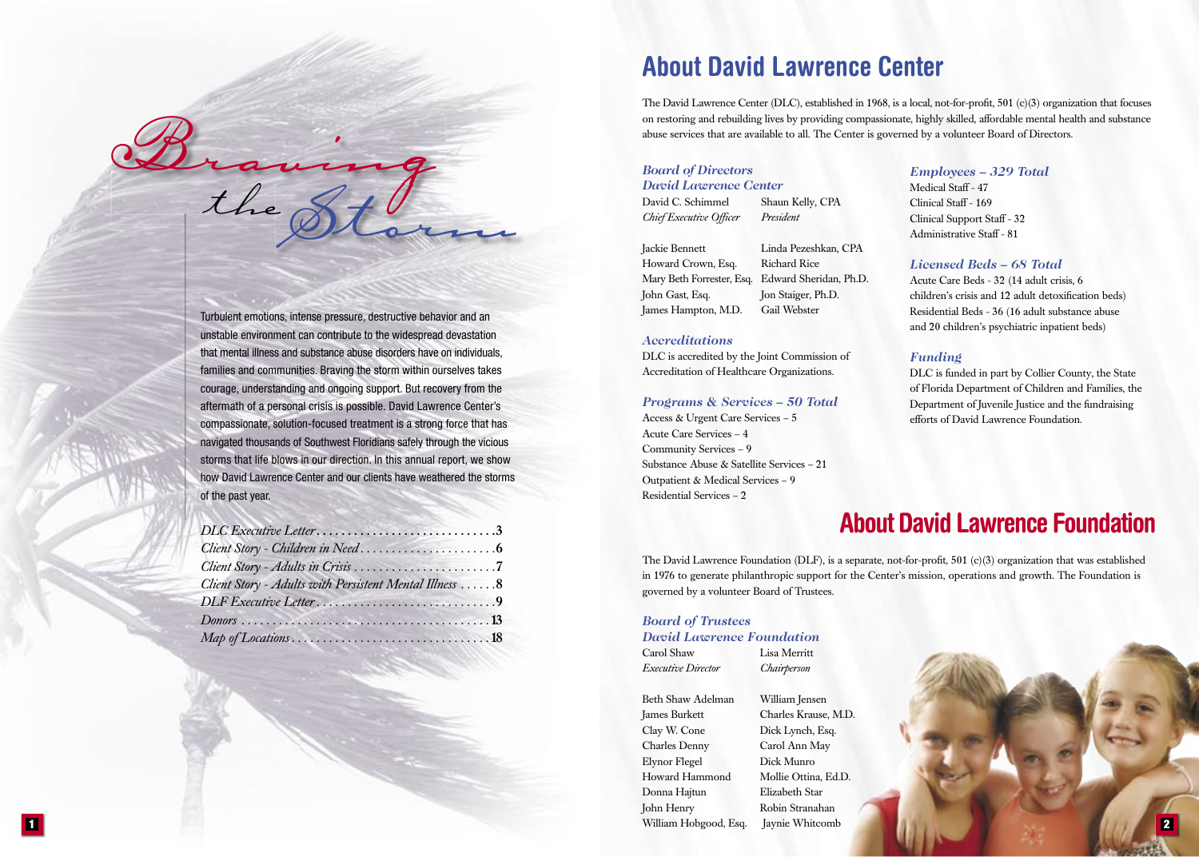# Braving the Storm

Turbulent emotions, intense pressure, destructive behavior and an unstable environment can contribute to the widespread devastation that mental illness and substance abuse disorders have on individuals, families and communities. Braving the storm within ourselves takes courage, understanding and ongoing support. But recovery from the aftermath of a personal crisis is possible. David Lawrence Center's compassionate, solution-focused treatment is a strong force that has navigated thousands of Southwest Floridians safely through the vicious storms that life blows in our direction. In this annual report, we show how David Lawrence Center and our clients have weathered the storms of the past year.

*DLC Executive Letter* .......... 3
*Client Story - Children in Need* .......... 6
*Client Story - Adults in Crisis* .......... 7
*Client Story - Adults with Persistent Mental Illness* .......... 8
*DLF Executive Letter* .......... 9
*Donors* .......... 13
*Map of Locations* .......... 18

## About David Lawrence Center

The David Lawrence Center (DLC), established in 1968, is a local, not-for-profit, 501 (c)(3) organization that focuses on restoring and rebuilding lives by providing compassionate, highly skilled, affordable mental health and substance abuse services that are available to all. The Center is governed by a volunteer Board of Directors.

### *Board of Directors David Lawrence Center*

David C. Schimmel – *Chief Executive Officer*
Shaun Kelly, CPA – *President*

Jackie Bennett
Howard Crown, Esq.
Mary Beth Forrester, Esq.
John Gast, Esq.
James Hampton, M.D.
Linda Pezeshkan, CPA
Richard Rice
Edward Sheridan, Ph.D.
Jon Staiger, Ph.D.
Gail Webster

### *Accreditations*

DLC is accredited by the Joint Commission of Accreditation of Healthcare Organizations.

### *Programs & Services – 50 Total*

Access & Urgent Care Services – 5
Acute Care Services – 4
Community Services – 9
Substance Abuse & Satellite Services – 21
Outpatient & Medical Services – 9
Residential Services – 2

### *Employees – 329 Total*

Medical Staff - 47
Clinical Staff - 169
Clinical Support Staff - 32
Administrative Staff - 81

### *Licensed Beds – 68 Total*

Acute Care Beds - 32 (14 adult crisis, 6 children's crisis and 12 adult detoxification beds)
Residential Beds - 36 (16 adult substance abuse and 20 children's psychiatric inpatient beds)

### *Funding*

DLC is funded in part by Collier County, the State of Florida Department of Children and Families, the Department of Juvenile Justice and the fundraising efforts of David Lawrence Foundation.

## About David Lawrence Foundation

The David Lawrence Foundation (DLF), is a separate, not-for-profit, 501 (c)(3) organization that was established in 1976 to generate philanthropic support for the Center's mission, operations and growth. The Foundation is governed by a volunteer Board of Trustees.

### *Board of Trustees David Lawrence Foundation*

Carol Shaw – *Executive Director*
Lisa Merritt – *Chairperson*

Beth Shaw Adelman
James Burkett
Clay W. Cone
Charles Denny
Elynor Flegel
Howard Hammond
Donna Hajtun
John Henry
William Hobgood, Esq.
William Jensen
Charles Krause, M.D.
Dick Lynch, Esq.
Carol Ann May
Dick Munro
Mollie Ottina, Ed.D.
Elizabeth Star
Robin Stranahan
Jaynie Whitcomb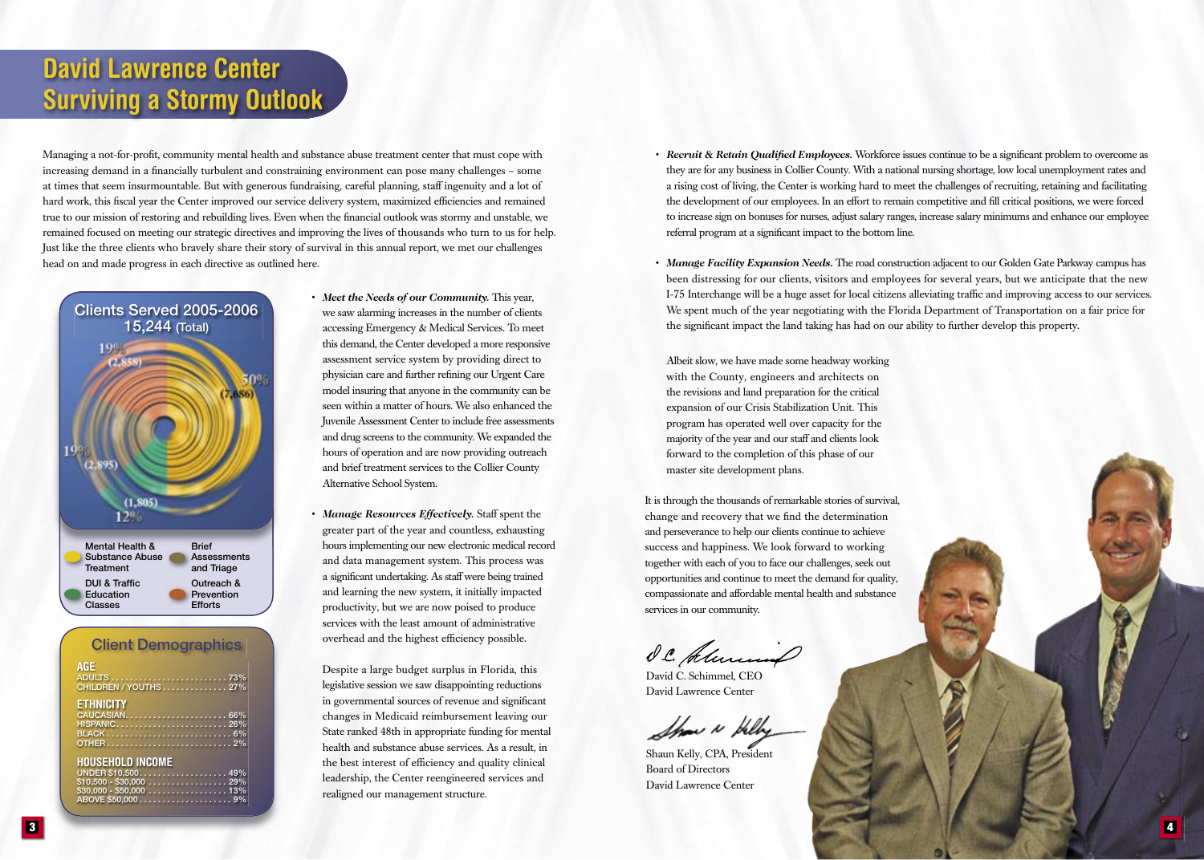# David Lawrence Center Surviving a Stormy Outlook

Managing a not-for-profit, community mental health and substance abuse treatment center that must cope with increasing demand in a financially turbulent and constraining environment can pose many challenges – some at times that seem insurmountable. But with generous fundraising, careful planning, staff ingenuity and a lot of hard work, this fiscal year the Center improved our service delivery system, maximized efficiencies and remained true to our mission of restoring and rebuilding lives. Even when the financial outlook was stormy and unstable, we remained focused on meeting our strategic directives and improving the lives of thousands who turn to us for help. Just like the three clients who bravely share their story of survival in this annual report, we met our challenges head on and made progress in each directive as outlined here.

## Clients Served 2005-2006

15,244 (Total)

- Mental Health & Substance Abuse Treatment: 50% (7,686)
- Brief Assessments and Triage: 19% (2,858)
- DUI & Traffic Education Classes: 19% (2,895)
- Outreach & Prevention Efforts: 12% (1,805)

## Client Demographics

**AGE**

| | |
|---|---|
| ADULTS | 73% |
| CHILDREN / YOUTHS | 27% |

**ETHNICITY**

| | |
|---|---|
| CAUCASIAN | 66% |
| HISPANIC | 26% |
| BLACK | 6% |
| OTHER | 2% |

**HOUSEHOLD INCOME**

| | |
|---|---|
| UNDER $10,500 | 49% |
| $10,500 - $30,000 | 29% |
| $30,000 - $50,000 | 13% |
| ABOVE $50,000 | 9% |

- ***Meet the Needs of our Community.*** This year, we saw alarming increases in the number of clients accessing Emergency & Medical Services. To meet this demand, the Center developed a more responsive assessment service system by providing direct to physician care and further refining our Urgent Care model insuring that anyone in the community can be seen within a matter of hours. We also enhanced the Juvenile Assessment Center to include free assessments and drug screens to the community. We expanded the hours of operation and are now providing outreach and brief treatment services to the Collier County Alternative School System.

- ***Manage Resources Effectively.*** Staff spent the greater part of the year and countless, exhausting hours implementing our new electronic medical record and data management system. This process was a significant undertaking. As staff were being trained and learning the new system, it initially impacted productivity, but we are now poised to produce services with the least amount of administrative overhead and the highest efficiency possible.

  Despite a large budget surplus in Florida, this legislative session we saw disappointing reductions in governmental sources of revenue and significant changes in Medicaid reimbursement leaving our State ranked 48th in appropriate funding for mental health and substance abuse services. As a result, in the best interest of efficiency and quality clinical leadership, the Center reengineered services and realigned our management structure.

- ***Recruit & Retain Qualified Employees.*** Workforce issues continue to be a significant problem to overcome as they are for any business in Collier County. With a national nursing shortage, low local unemployment rates and a rising cost of living, the Center is working hard to meet the challenges of recruiting, retaining and facilitating the development of our employees. In an effort to remain competitive and fill critical positions, we were forced to increase sign on bonuses for nurses, adjust salary ranges, increase salary minimums and enhance our employee referral program at a significant impact to the bottom line.

- ***Manage Facility Expansion Needs.*** The road construction adjacent to our Golden Gate Parkway campus has been distressing for our clients, visitors and employees for several years, but we anticipate that the new I-75 Interchange will be a huge asset for local citizens alleviating traffic and improving access to our services. We spent much of the year negotiating with the Florida Department of Transportation on a fair price for the significant impact the land taking has had on our ability to further develop this property.

  Albeit slow, we have made some headway working with the County, engineers and architects on the revisions and land preparation for the critical expansion of our Crisis Stabilization Unit. This program has operated well over capacity for the majority of the year and our staff and clients look forward to the completion of this phase of our master site development plans.

It is through the thousands of remarkable stories of survival, change and recovery that we find the determination and perseverance to help our clients continue to achieve success and happiness. We look forward to working together with each of you to face our challenges, seek out opportunities and continue to meet the demand for quality, compassionate and affordable mental health and substance services in our community.

David C. Schimmel, CEO
David Lawrence Center

Shaun Kelly, CPA, President
Board of Directors
David Lawrence Center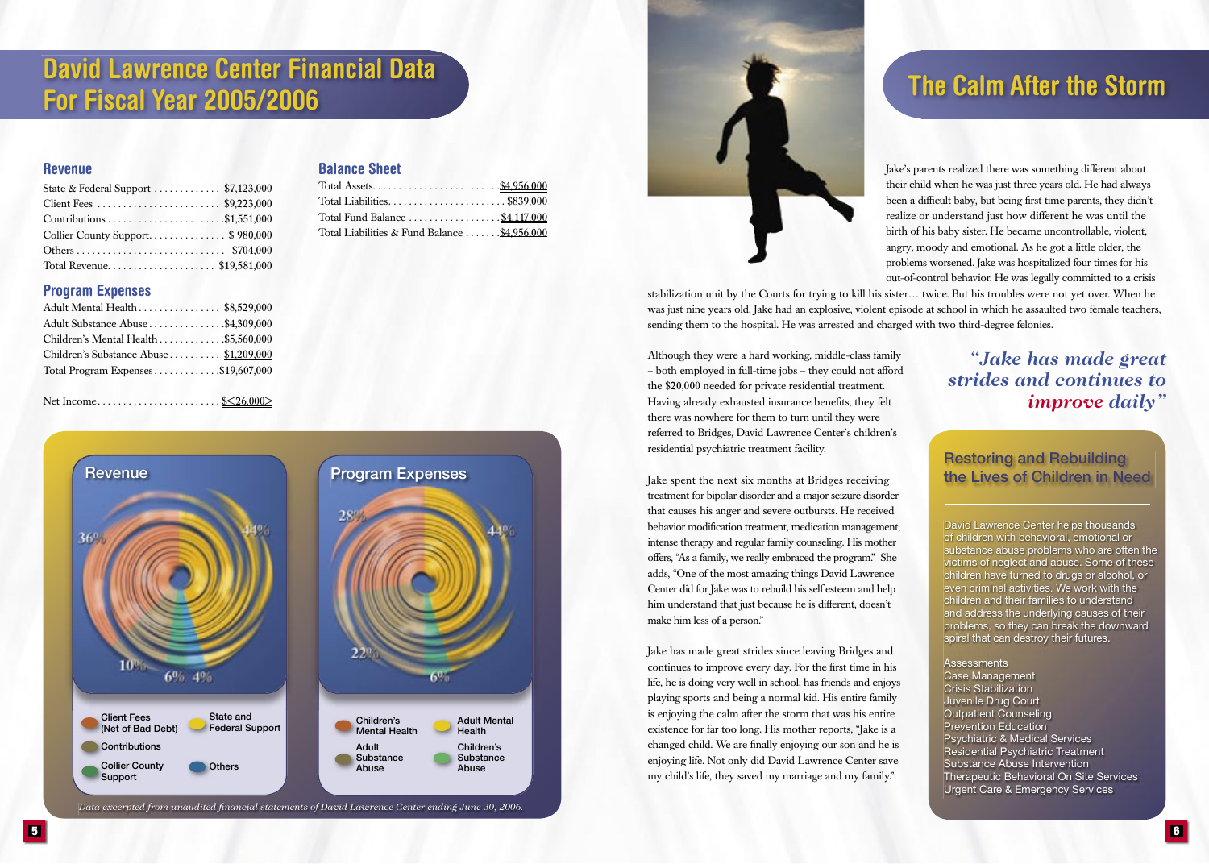# David Lawrence Center Financial Data For Fiscal Year 2005/2006

## Revenue

| | |
|---|---|
| State & Federal Support | $7,123,000 |
| Client Fees | $9,223,000 |
| Contributions | $1,551,000 |
| Collier County Support | $ 980,000 |
| Others | $704,000 |
| Total Revenue | $19,581,000 |

## Program Expenses

| | |
|---|---|
| Adult Mental Health | $8,529,000 |
| Adult Substance Abuse | $4,309,000 |
| Children's Mental Health | $5,560,000 |
| Children's Substance Abuse | $1,209,000 |
| Total Program Expenses | $19,607,000 |
| Net Income | $<26,000> |

## Balance Sheet

| | |
|---|---|
| Total Assets | $4,956,000 |
| Total Liabilities | $839,000 |
| Total Fund Balance | $4,117,000 |
| Total Liabilities & Fund Balance | $4,956,000 |

**Revenue**

36% · 44% · 10% · 6% · 4%

Client Fees (Net of Bad Debt) · State and Federal Support · Contributions · Collier County Support · Others

**Program Expenses**

28% · 44% · 22% · 6%

Children's Mental Health · Adult Mental Health · Adult Substance Abuse · Children's Substance Abuse

*Data excerpted from unaudited financial statements of David Lawrence Center ending June 30, 2006.*

# The Calm After the Storm

Jake's parents realized there was something different about their child when he was just three years old. He had always been a difficult baby, but being first time parents, they didn't realize or understand just how different he was until the birth of his baby sister. He became uncontrollable, violent, angry, moody and emotional. As he got a little older, the problems worsened. Jake was hospitalized four times for his out-of-control behavior. He was legally committed to a crisis stabilization unit by the Courts for trying to kill his sister… twice. But his troubles were not yet over. When he was just nine years old, Jake had an explosive, violent episode at school in which he assaulted two female teachers, sending them to the hospital. He was arrested and charged with two third-degree felonies.

Although they were a hard working, middle-class family – both employed in full-time jobs – they could not afford the $20,000 needed for private residential treatment. Having already exhausted insurance benefits, they felt there was nowhere for them to turn until they were referred to Bridges, David Lawrence Center's children's residential psychiatric treatment facility.

Jake spent the next six months at Bridges receiving treatment for bipolar disorder and a major seizure disorder that causes his anger and severe outbursts. He received behavior modification treatment, medication management, intense therapy and regular family counseling. His mother offers, "As a family, we really embraced the program." She adds, "One of the most amazing things David Lawrence Center did for Jake was to rebuild his self esteem and help him understand that just because he is different, doesn't make him less of a person."

Jake has made great strides since leaving Bridges and continues to improve every day. For the first time in his life, he is doing very well in school, has friends and enjoys playing sports and being a normal kid. His entire family is enjoying the calm after the storm that was his entire existence for far too long. His mother reports, "Jake is a changed child. We are finally enjoying our son and he is enjoying life. Not only did David Lawrence Center save my child's life, they saved my marriage and my family."

> *"Jake has made great strides and continues to improve daily"*

## Restoring and Rebuilding the Lives of Children in Need

David Lawrence Center helps thousands of children with behavioral, emotional or substance abuse problems who are often the victims of neglect and abuse. Some of these children have turned to drugs or alcohol, or even criminal activities. We work with the children and their families to understand and address the underlying causes of their problems, so they can break the downward spiral that can destroy their futures.

- Assessments
- Case Management
- Crisis Stabilization
- Juvenile Drug Court
- Outpatient Counseling
- Prevention Education
- Psychiatric & Medical Services
- Residential Psychiatric Treatment
- Substance Abuse Intervention
- Therapeutic Behavioral On Site Services
- Urgent Care & Emergency Services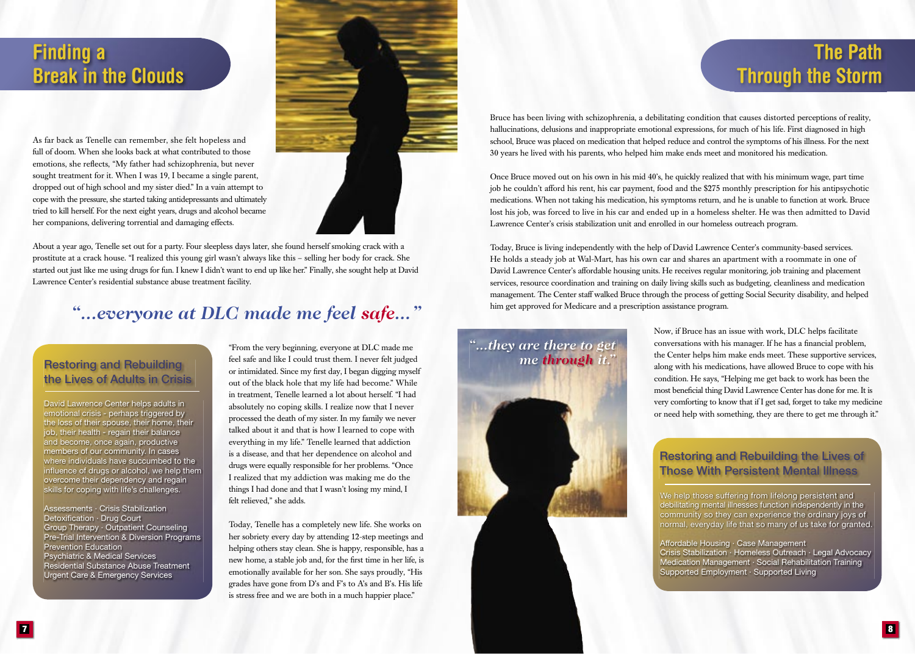# Finding a Break in the Clouds

As far back as Tenelle can remember, she felt hopeless and full of doom. When she looks back at what contributed to those emotions, she reflects, "My father had schizophrenia, but never sought treatment for it. When I was 19, I became a single parent, dropped out of high school and my sister died." In a vain attempt to cope with the pressure, she started taking antidepressants and ultimately tried to kill herself. For the next eight years, drugs and alcohol became her companions, delivering torrential and damaging effects.

About a year ago, Tenelle set out for a party. Four sleepless days later, she found herself smoking crack with a prostitute at a crack house. "I realized this young girl wasn't always like this – selling her body for crack. She started out just like me using drugs for fun. I knew I didn't want to end up like her." Finally, she sought help at David Lawrence Center's residential substance abuse treatment facility.

> *"...everyone at DLC made me feel **safe**..."*

"From the very beginning, everyone at DLC made me feel safe and like I could trust them. I never felt judged or intimidated. Since my first day, I began digging myself out of the black hole that my life had become." While in treatment, Tenelle learned a lot about herself. "I had absolutely no coping skills. I realize now that I never processed the death of my sister. In my family we never talked about it and that is how I learned to cope with everything in my life." Tenelle learned that addiction is a disease, and that her dependence on alcohol and drugs were equally responsible for her problems. "Once I realized that my addiction was making me do the things I had done and that I wasn't losing my mind, I felt relieved," she adds.

Today, Tenelle has a completely new life. She works on her sobriety every day by attending 12-step meetings and helping others stay clean. She is happy, responsible, has a new home, a stable job and, for the first time in her life, is emotionally available for her son. She says proudly, "His grades have gone from D's and F's to A's and B's. His life is stress free and we are both in a much happier place."

## Restoring and Rebuilding the Lives of Adults in Crisis

David Lawrence Center helps adults in emotional crisis - perhaps triggered by the loss of their spouse, their home, their job, their health - regain their balance and become, once again, productive members of our community. In cases where individuals have succumbed to the influence of drugs or alcohol, we help them overcome their dependency and regain skills for coping with life's challenges.

Assessments · Crisis Stabilization
Detoxification · Drug Court
Group Therapy · Outpatient Counseling
Pre-Trial Intervention & Diversion Programs
Prevention Education
Psychiatric & Medical Services
Residential Substance Abuse Treatment
Urgent Care & Emergency Services

# The Path Through the Storm

Bruce has been living with schizophrenia, a debilitating condition that causes distorted perceptions of reality, hallucinations, delusions and inappropriate emotional expressions, for much of his life. First diagnosed in high school, Bruce was placed on medication that helped reduce and control the symptoms of his illness. For the next 30 years he lived with his parents, who helped him make ends meet and monitored his medication.

Once Bruce moved out on his own in his mid 40's, he quickly realized that with his minimum wage, part time job he couldn't afford his rent, his car payment, food and the $275 monthly prescription for his antipsychotic medications. When not taking his medication, his symptoms return, and he is unable to function at work. Bruce lost his job, was forced to live in his car and ended up in a homeless shelter. He was then admitted to David Lawrence Center's crisis stabilization unit and enrolled in our homeless outreach program.

Today, Bruce is living independently with the help of David Lawrence Center's community-based services. He holds a steady job at Wal-Mart, has his own car and shares an apartment with a roommate in one of David Lawrence Center's affordable housing units. He receives regular monitoring, job training and placement services, resource coordination and training on daily living skills such as budgeting, cleanliness and medication management. The Center staff walked Bruce through the process of getting Social Security disability, and helped him get approved for Medicare and a prescription assistance program.

> *"...they are there to get me **through** it."*

Now, if Bruce has an issue with work, DLC helps facilitate conversations with his manager. If he has a financial problem, the Center helps him make ends meet. These supportive services, along with his medications, have allowed Bruce to cope with his condition. He says, "Helping me get back to work has been the most beneficial thing David Lawrence Center has done for me. It is very comforting to know that if I get sad, forget to take my medicine or need help with something, they are there to get me through it."

## Restoring and Rebuilding the Lives of Those With Persistent Mental Illness

We help those suffering from lifelong persistent and debilitating mental illnesses function independently in the community so they can experience the ordinary joys of normal, everyday life that so many of us take for granted.

Affordable Housing · Case Management
Crisis Stabilization · Homeless Outreach · Legal Advocacy
Medication Management · Social Rehabilitation Training
Supported Employment · Supported Living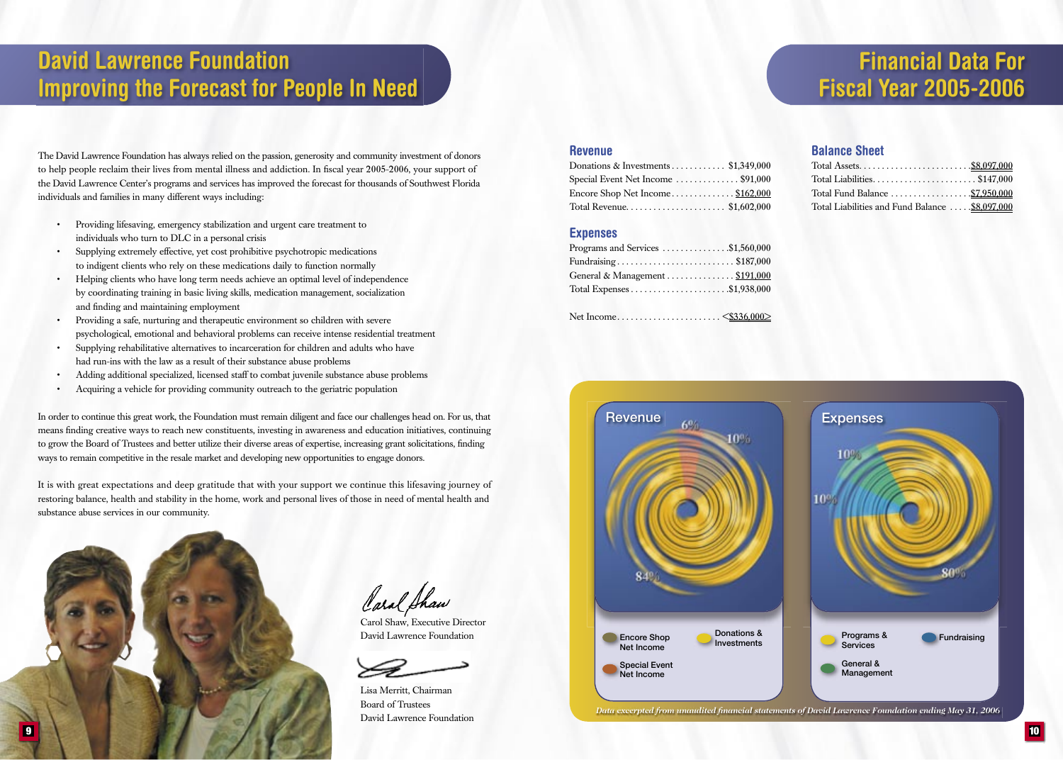# David Lawrence Foundation Improving the Forecast for People In Need

The David Lawrence Foundation has always relied on the passion, generosity and community investment of donors to help people reclaim their lives from mental illness and addiction. In fiscal year 2005-2006, your support of the David Lawrence Center's programs and services has improved the forecast for thousands of Southwest Florida individuals and families in many different ways including:

- Providing lifesaving, emergency stabilization and urgent care treatment to individuals who turn to DLC in a personal crisis
- Supplying extremely effective, yet cost prohibitive psychotropic medications to indigent clients who rely on these medications daily to function normally
- Helping clients who have long term needs achieve an optimal level of independence by coordinating training in basic living skills, medication management, socialization and finding and maintaining employment
- Providing a safe, nurturing and therapeutic environment so children with severe psychological, emotional and behavioral problems can receive intense residential treatment
- Supplying rehabilitative alternatives to incarceration for children and adults who have had run-ins with the law as a result of their substance abuse problems
- Adding additional specialized, licensed staff to combat juvenile substance abuse problems
- Acquiring a vehicle for providing community outreach to the geriatric population

In order to continue this great work, the Foundation must remain diligent and face our challenges head on. For us, that means finding creative ways to reach new constituents, investing in awareness and education initiatives, continuing to grow the Board of Trustees and better utilize their diverse areas of expertise, increasing grant solicitations, finding ways to remain competitive in the resale market and developing new opportunities to engage donors.

It is with great expectations and deep gratitude that with your support we continue this lifesaving journey of restoring balance, health and stability in the home, work and personal lives of those in need of mental health and substance abuse services in our community.

Carol Shaw, Executive Director
David Lawrence Foundation

Lisa Merritt, Chairman
Board of Trustees
David Lawrence Foundation

# Financial Data For Fiscal Year 2005-2006

## Revenue

| | |
|---|---|
| Donations & Investments | $1,349,000 |
| Special Event Net Income | $91,000 |
| Encore Shop Net Income | $162,000 |
| Total Revenue | $1,602,000 |

## Expenses

| | |
|---|---|
| Programs and Services | $1,560,000 |
| Fundraising | $187,000 |
| General & Management | $191,000 |
| Total Expenses | $1,938,000 |

| | |
|---|---|
| Net Income | <$336,000> |

## Balance Sheet

| | |
|---|---|
| Total Assets | $8,097,000 |
| Total Liabilities | $147,000 |
| Total Fund Balance | $7,950,000 |
| Total Liabilities and Fund Balance | $8,097,000 |

**Revenue**: Donations & Investments 84%, Encore Shop Net Income 10%, Special Event Net Income 6%

**Expenses**: Programs & Services 80%, Fundraising 10%, General & Management 10%

*Data excerpted from unaudited financial statements of David Lawrence Foundation ending May 31, 2006*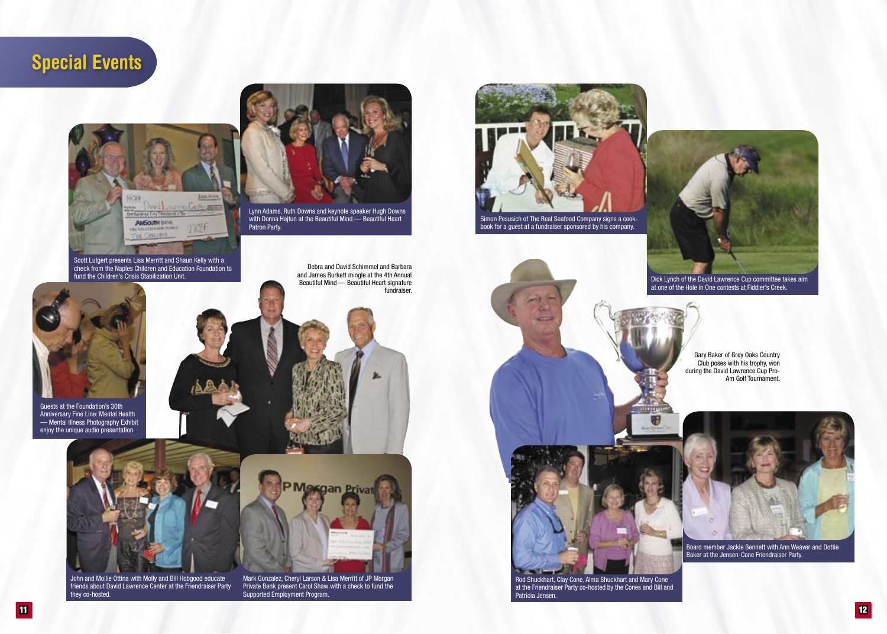# Special Events

Scott Lutgert presents Lisa Merritt and Shaun Kelly with a check from the Naples Children and Education Foundation to fund the Children's Crisis Stabilization Unit.

Lynn Adams, Ruth Downs and keynote speaker Hugh Downs with Donna Hajtun at the Beautiful Mind — Beautiful Heart Patron Party.

Debra and David Schimmel and Barbara and James Burkett mingle at the 4th Annual Beautiful Mind — Beautiful Heart signature fundraiser.

Guests at the Foundation's 30th Anniversary Fine Line: Mental Health — Mental Illness Photography Exhibit enjoy the unique audio presentation.

John and Mollie Ottina with Molly and Bill Hobgood educate friends about David Lawrence Center at the Friendraiser Party they co-hosted.

Mark Gonzalez, Cheryl Larson & Lisa Merritt of JP Morgan Private Bank present Carol Shaw with a check to fund the Supported Employment Program.

Simon Pesusich of The Real Seafood Company signs a cookbook for a guest at a fundraiser sponsored by his company.

Dick Lynch of the David Lawrence Cup committee takes aim at one of the Hole in One contests at Fiddler's Creek.

Gary Baker of Grey Oaks Country Club poses with his trophy, won during the David Lawrence Cup Pro-Am Golf Tournament.

Rod Shuckhart, Clay Cone, Alma Shuckhart and Mary Cone at the Friendraiser Party co-hosted by the Cones and Bill and Patricia Jensen.

Board member Jackie Bennett with Ann Weaver and Dottie Baker at the Jensen-Cone Friendraiser Party.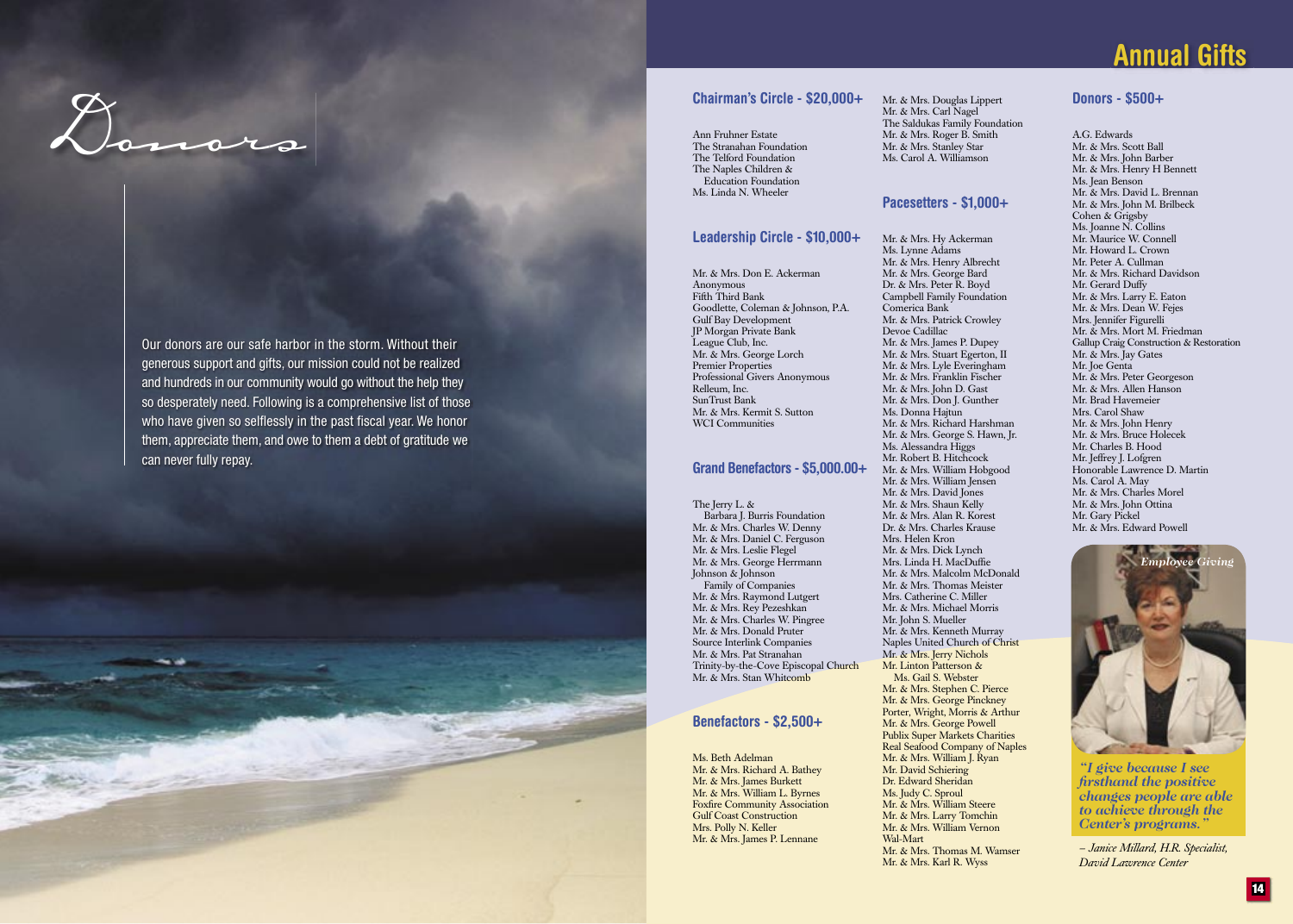# Donors

Our donors are our safe harbor in the storm. Without their generous support and gifts, our mission could not be realized and hundreds in our community would go without the help they so desperately need. Following is a comprehensive list of those who have given so selflessly in the past fiscal year. We honor them, appreciate them, and owe to them a debt of gratitude we can never fully repay.

# Annual Gifts

## Chairman's Circle - $20,000+

Ann Fruhner Estate
The Stranahan Foundation
The Telford Foundation
The Naples Children & Education Foundation
Ms. Linda N. Wheeler

## Leadership Circle - $10,000+

Mr. & Mrs. Don E. Ackerman
Anonymous
Fifth Third Bank
Goodlette, Coleman & Johnson, P.A.
Gulf Bay Development
JP Morgan Private Bank
League Club, Inc.
Mr. & Mrs. George Lorch
Premier Properties
Professional Givers Anonymous
Relleum, Inc.
SunTrust Bank
Mr. & Mrs. Kermit S. Sutton
WCI Communities

## Grand Benefactors - $5,000.00+

The Jerry L. & Barbara J. Burris Foundation
Mr. & Mrs. Charles W. Denny
Mr. & Mrs. Daniel C. Ferguson
Mr. & Mrs. Leslie Flegel
Mr. & Mrs. George Herrmann
Johnson & Johnson Family of Companies
Mr. & Mrs. Raymond Lutgert
Mr. & Mrs. Rey Pezeshkan
Mr. & Mrs. Charles W. Pingree
Mr. & Mrs. Donald Pruter
Source Interlink Companies
Mr. & Mrs. Pat Stranahan
Trinity-by-the-Cove Episcopal Church
Mr. & Mrs. Stan Whitcomb

## Benefactors - $2,500+

Ms. Beth Adelman
Mr. & Mrs. Richard A. Bathey
Mr. & Mrs. James Burkett
Mr. & Mrs. William L. Byrnes
Foxfire Community Association
Gulf Coast Construction
Mrs. Polly N. Keller
Mr. & Mrs. James P. Lennane
Mr. & Mrs. Douglas Lippert
Mr. & Mrs. Carl Nagel
The Saldukas Family Foundation
Mr. & Mrs. Roger B. Smith
Mr. & Mrs. Stanley Star
Ms. Carol A. Williamson

## Pacesetters - $1,000+

Mr. & Mrs. Hy Ackerman
Ms. Lynne Adams
Mr. & Mrs. Henry Albrecht
Mr. & Mrs. George Bard
Dr. & Mrs. Peter R. Boyd
Campbell Family Foundation
Comerica Bank
Mr. & Mrs. Patrick Crowley
Devoe Cadillac
Mr. & Mrs. James P. Dupey
Mr. & Mrs. Stuart Egerton, II
Mr. & Mrs. Lyle Everingham
Mr. & Mrs. Franklin Fischer
Mr. & Mrs. John D. Gast
Mr. & Mrs. Don J. Gunther
Ms. Donna Hajtun
Mr. & Mrs. Richard Harshman
Mr. & Mrs. George S. Hawn, Jr.
Ms. Alessandra Higgs
Mr. Robert B. Hitchcock
Mr. & Mrs. William Hobgood
Mr. & Mrs. William Jensen
Mr. & Mrs. David Jones
Mr. & Mrs. Shaun Kelly
Mr. & Mrs. Alan R. Korest
Dr. & Mrs. Charles Krause
Mrs. Helen Kron
Mr. & Mrs. Dick Lynch
Mrs. Linda H. MacDuffie
Mr. & Mrs. Malcolm McDonald
Mr. & Mrs. Thomas Meister
Mrs. Catherine C. Miller
Mr. & Mrs. Michael Morris
Mr. John S. Mueller
Mr. & Mrs. Kenneth Murray
Naples United Church of Christ
Mr. & Mrs. Jerry Nichols
Mr. Linton Patterson & Ms. Gail S. Webster
Mr. & Mrs. Stephen C. Pierce
Mr. & Mrs. George Pinckney
Porter, Wright, Morris & Arthur
Mr. & Mrs. George Powell
Publix Super Markets Charities
Real Seafood Company of Naples
Mr. & Mrs. William J. Ryan
Mr. David Schiering
Dr. Edward Sheridan
Ms. Judy C. Sproul
Mr. & Mrs. William Steere
Mr. & Mrs. Larry Tomchin
Mr. & Mrs. William Vernon
Wal-Mart
Mr. & Mrs. Thomas M. Wamser
Mr. & Mrs. Karl R. Wyss

## Donors - $500+

A.G. Edwards
Mr. & Mrs. Scott Ball
Mr. & Mrs. John Barber
Mr. & Mrs. Henry H Bennett
Ms. Jean Benson
Mr. & Mrs. David L. Brennan
Mr. & Mrs. John M. Brilbeck
Cohen & Grigsby
Ms. Joanne N. Collins
Mr. Maurice W. Connell
Mr. Howard L. Crown
Mr. Peter A. Cullman
Mr. & Mrs. Richard Davidson
Mr. Gerard Duffy
Mr. & Mrs. Larry E. Eaton
Mr. & Mrs. Dean W. Fejes
Mrs. Jennifer Figurelli
Mr. & Mrs. Mort M. Friedman
Gallup Craig Construction & Restoration
Mr. & Mrs. Jay Gates
Mr. Joe Genta
Mr. & Mrs. Peter Georgeson
Mr. & Mrs. Allen Hanson
Mr. Brad Havemeier
Mrs. Carol Shaw
Mr. & Mrs. John Henry
Mr. & Mrs. Bruce Holecek
Mr. Charles B. Hood
Mr. Jeffrey J. Lofgren
Honorable Lawrence D. Martin
Ms. Carol A. May
Mr. & Mrs. Charles Morel
Mr. & Mrs. John Ottina
Mr. Gary Pickel
Mr. & Mrs. Edward Powell

*Employee Giving*

***"I give because I see firsthand the positive changes people are able to achieve through the Center's programs."***

*– Janice Millard, H.R. Specialist, David Lawrence Center*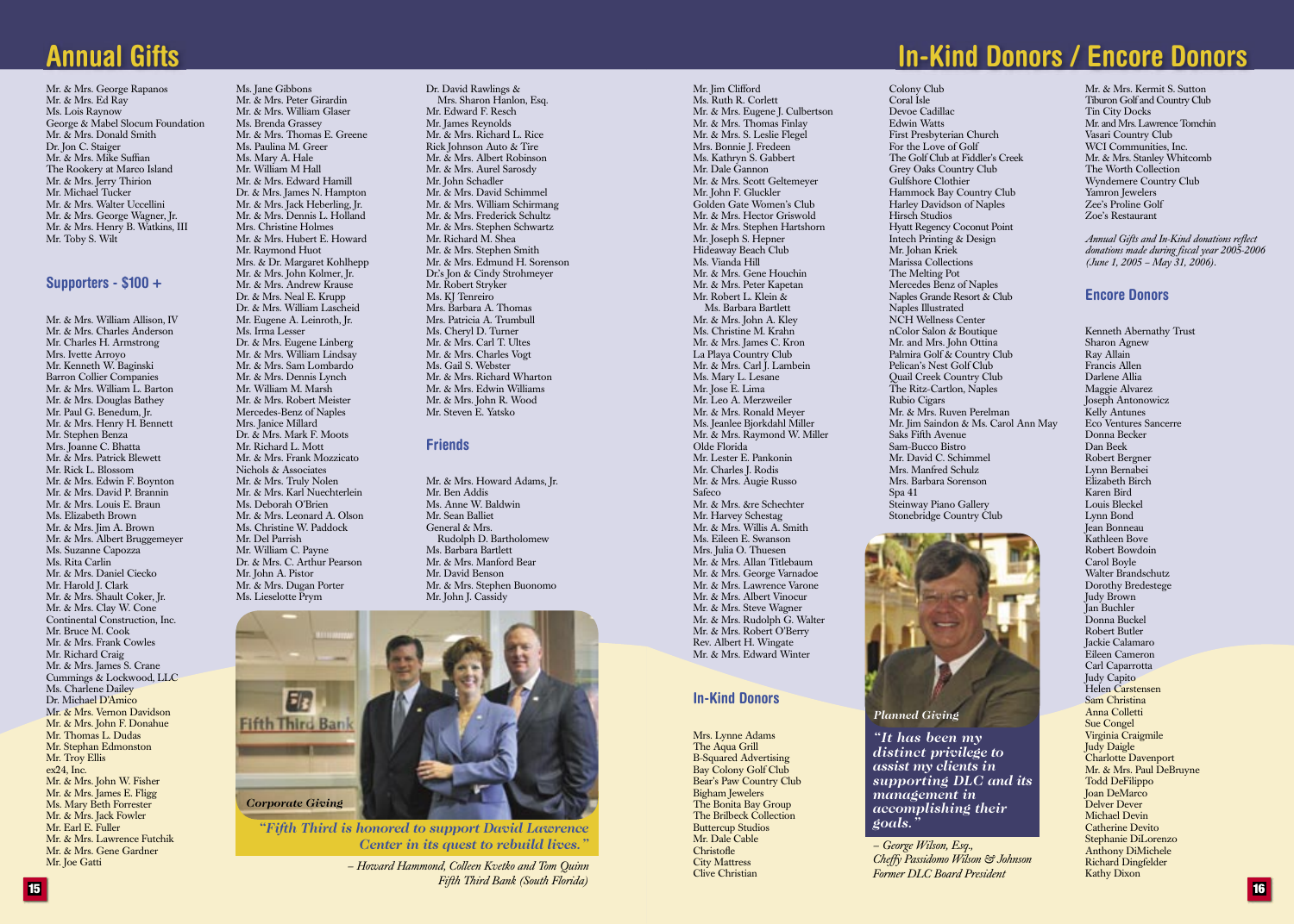## Annual Gifts

Mr. & Mrs. George Rapanos
Mr. & Mrs. Ed Ray
Ms. Lois Raynow
George & Mabel Slocum Foundation
Mr. & Mrs. Donald Smith
Dr. Jon C. Staiger
Mr. & Mrs. Mike Suffian
The Rookery at Marco Island
Mr. & Mrs. Jerry Thirion
Mr. Michael Tucker
Mr. & Mrs. Walter Uccellini
Mr. & Mrs. George Wagner, Jr.
Mr. & Mrs. Henry B. Watkins, III
Mr. Toby S. Wilt

### Supporters - $100 +

Mr. & Mrs. William Allison, IV
Mr. & Mrs. Charles Anderson
Mr. Charles H. Armstrong
Mrs. Ivette Arroyo
Mr. Kenneth W. Baginski
Barron Collier Companies
Mr. & Mrs. William L. Barton
Mr. & Mrs. Douglas Bathey
Mr. Paul G. Benedum, Jr.
Mr. & Mrs. Henry H. Bennett
Mr. Stephen Benza
Mrs. Joanne C. Bhatta
Mr. & Mrs. Patrick Blewett
Mr. Rick L. Blossom
Mr. & Mrs. Edwin F. Boynton
Mr. & Mrs. David P. Brannin
Mr. & Mrs. Louis E. Braun
Ms. Elizabeth Brown
Mr. & Mrs. Jim A. Brown
Mr. & Mrs. Albert Bruggemeyer
Ms. Suzanne Capozza
Ms. Rita Carlin
Mr. & Mrs. Daniel Ciecko
Mr. Harold J. Clark
Mr. & Mrs. Shault Coker, Jr.
Mr. & Mrs. Clay W. Cone
Continental Construction, Inc.
Mr. Bruce M. Cook
Mr. & Mrs. Frank Cowles
Mr. Richard Craig
Mr. & Mrs. James S. Crane
Cummings & Lockwood, LLC
Ms. Charlene Dailey
Dr. Michael D'Amico
Mr. & Mrs. Vernon Davidson
Mr. & Mrs. John F. Donahue
Mr. Thomas L. Dudas
Mr. Stephan Edmonston
Mr. Troy Ellis
ex24, Inc.
Mr. & Mrs. John W. Fisher
Mr. & Mrs. James E. Fligg
Ms. Mary Beth Forrester
Mr. & Mrs. Jack Fowler
Mr. Earl E. Fuller
Mr. & Mrs. Lawrence Futchik
Mr. & Mrs. Gene Gardner
Mr. Joe Gatti
Ms. Jane Gibbons
Mr. & Mrs. Peter Girardin
Mr. & Mrs. William Glaser
Ms. Brenda Grassey
Mr. & Mrs. Thomas E. Greene
Ms. Paulina M. Greer
Ms. Mary A. Hale
Mr. William M Hall
Mr. & Mrs. Edward Hamill
Dr. & Mrs. James N. Hampton
Mr. & Mrs. Jack Heberling, Jr.
Mr. & Mrs. Dennis L. Holland
Mrs. Christine Holmes
Mr. & Mrs. Hubert E. Howard
Mr. Raymond Huot
Mrs. & Dr. Margaret Kohlhepp
Mr. & Mrs. John Kolmer, Jr.
Mr. & Mrs. Andrew Krause
Dr. & Mrs. Neal E. Krupp
Dr. & Mrs. William Lascheid
Mr. Eugene A. Leinroth, Jr.
Ms. Irma Lesser
Dr. & Mrs. Eugene Linberg
Mr. & Mrs. William Lindsay
Mr. & Mrs. Sam Lombardo
Mr. & Mrs. Dennis Lynch
Mr. William M. Marsh
Mr. & Mrs. Robert Meister
Mercedes-Benz of Naples
Mrs. Janice Millard
Dr. & Mrs. Mark F. Moots
Mr. Richard L. Mott
Mr. & Mrs. Frank Mozzicato
Nichols & Associates
Mr. & Mrs. Truly Nolen
Mr. & Mrs. Karl Nuechterlein
Ms. Deborah O'Brien
Mr. & Mrs. Leonard A. Olson
Ms. Christine W. Paddock
Mr. Del Parrish
Mr. William C. Payne
Dr. & Mrs. C. Arthur Pearson
Mr. John A. Pistor
Mr. & Mrs. Dugan Porter
Ms. Lieselotte Prym
Dr. David Rawlings & Mrs. Sharon Hanlon, Esq.
Mr. Edward F. Resch
Mr. James Reynolds
Mr. & Mrs. Richard L. Rice
Rick Johnson Auto & Tire
Mr. & Mrs. Albert Robinson
Mr. & Mrs. Aurel Sarosdy
Mr. John Schadler
Mr. & Mrs. David Schimmel
Mr. & Mrs. William Schirmang
Mr. & Mrs. Frederick Schultz
Mr. & Mrs. Stephen Schwartz
Mr. Richard M. Shea
Mr. & Mrs. Stephen Smith
Mr. & Mrs. Edmund H. Sorenson
Dr.'s Jon & Cindy Strohmeyer
Mr. Robert Stryker
Ms. KJ Tenreiro
Mrs. Barbara A. Thomas
Mrs. Patricia A. Trumbull
Ms. Cheryl D. Turner
Mr. & Mrs. Carl T. Ultes
Mr. & Mrs. Charles Vogt
Ms. Gail S. Webster
Mr. & Mrs. Richard Wharton
Mr. & Mrs. Edwin Williams
Mr. & Mrs. John R. Wood
Mr. Steven E. Yatsko

### Friends

Mr. & Mrs. Howard Adams, Jr.
Mr. Ben Addis
Ms. Anne W. Baldwin
Mr. Sean Balliet
General & Mrs. Rudolph D. Bartholomew
Ms. Barbara Bartlett
Mr. & Mrs. Manford Bear
Mr. David Benson
Mr. & Mrs. Stephen Buonomo
Mr. John J. Cassidy

*Corporate Giving*

*"Fifth Third is honored to support David Lawrence Center in its quest to rebuild lives."*

*– Howard Hammond, Colleen Kvetko and Tom Quinn Fifth Third Bank (South Florida)*

## In-Kind Donors / Encore Donors

Mr. Jim Clifford
Ms. Ruth R. Corlett
Mr. & Mrs. Eugene J. Culbertson
Mr. & Mrs. Thomas Finlay
Mr. & Mrs. S. Leslie Flegel
Mrs. Bonnie J. Fredeen
Ms. Kathryn S. Gabbert
Mr. Dale Gannon
Mr. & Mrs. Scott Geltemeyer
Mr. John F. Gluckler
Golden Gate Women's Club
Mr. & Mrs. Hector Griswold
Mr. & Mrs. Stephen Hartshorn
Mr. Joseph S. Hepner
Hideaway Beach Club
Ms. Vianda Hill
Mr. & Mrs. Gene Houchin
Mr. & Mrs. Peter Kapetan
Mr. Robert L. Klein & Ms. Barbara Bartlett
Mr. & Mrs. John A. Kley
Ms. Christine M. Krahn
Mr. & Mrs. James C. Kron
La Playa Country Club
Mr. & Mrs. Carl J. Lambein
Ms. Mary L. Lesane
Mr. Jose E. Lima
Mr. Leo A. Merzweiler
Mr. & Mrs. Ronald Meyer
Ms. Jeanlee Bjorkdahl Miller
Mr. & Mrs. Raymond W. Miller
Olde Florida
Mr. Lester E. Pankonin
Mr. Charles J. Rodis
Mr. & Mrs. Augie Russo
Safeco
Mr. & Mrs. &re Schechter
Mr. Harvey Schestag
Mr. & Mrs. Willis A. Smith
Ms. Eileen E. Swanson
Mrs. Julia O. Thuesen
Mr. & Mrs. Allan Titlebaum
Mr. & Mrs. George Varnadoe
Mr. & Mrs. Lawrence Varone
Mr. & Mrs. Albert Vinocur
Mr. & Mrs. Steve Wagner
Mr. & Mrs. Rudolph G. Walter
Mr. & Mrs. Robert O'Berry
Rev. Albert H. Wingate
Mr. & Mrs. Edward Winter

### In-Kind Donors

Mrs. Lynne Adams
The Aqua Grill
B-Squared Advertising
Bay Colony Golf Club
Bear's Paw Country Club
Bigham Jewelers
The Bonita Bay Group
The Brilbeck Collection
Buttercup Studios
Mr. Dale Cable
Christofle
City Mattress
Clive Christian
Colony Club
Coral Isle
Devoe Cadillac
Edwin Watts
First Presbyterian Church
For the Love of Golf
The Golf Club at Fiddler's Creek
Grey Oaks Country Club
Gulfshore Clothier
Hammock Bay Country Club
Harley Davidson of Naples
Hirsch Studios
Hyatt Regency Coconut Point
Intech Printing & Design
Mr. Johan Kriek
Marissa Collections
The Melting Pot
Mercedes Benz of Naples
Naples Grande Resort & Club
Naples Illustrated
NCH Wellness Center
nColor Salon & Boutique
Mr. and Mrs. John Ottina
Palmira Golf & Country Club
Pelican's Nest Golf Club
Quail Creek Country Club
The Ritz-Cartlon, Naples
Rubio Cigars
Mr. & Mrs. Ruven Perelman
Mr. Jim Saindon & Ms. Carol Ann May
Saks Fifth Avenue
Sam-Bucco Bistro
Mr. David C. Schimmel
Mrs. Manfred Schulz
Mrs. Barbara Sorenson
Spa 41
Steinway Piano Gallery
Stonebridge Country Club
Mr. & Mrs. Kermit S. Sutton
Tiburon Golf and Country Club
Tin City Docks
Mr. and Mrs. Lawrence Tomchin
Vasari Country Club
WCI Communities, Inc.
Mr. & Mrs. Stanley Whitcomb
The Worth Collection
Wyndemere Country Club
Yamron Jewelers
Zee's Proline Golf
Zoe's Restaurant

*Annual Gifts and In-Kind donations reflect donations made during fiscal year 2005-2006 (June 1, 2005 – May 31, 2006).*

*Planned Giving*

*"It has been my distinct privilege to assist my clients in supporting DLC and its management in accomplishing their goals."*

*– George Wilson, Esq., Cheffy Passidomo Wilson & Johnson Former DLC Board President*

### Encore Donors

Kenneth Abernathy Trust
Sharon Agnew
Ray Allain
Francis Allen
Darlene Allia
Maggie Alvarez
Joseph Antonowicz
Kelly Antunes
Eco Ventures Sancerre
Donna Becker
Dan Beek
Robert Bergner
Lynn Bernabei
Elizabeth Birch
Karen Bird
Louis Bleckel
Lynn Bond
Jean Bonneau
Kathleen Bove
Robert Bowdoin
Carol Boyle
Walter Brandschutz
Dorothy Bredestege
Judy Brown
Jan Buchler
Donna Buckel
Robert Butler
Jackie Calamaro
Eileen Cameron
Carl Caparrotta
Judy Capito
Helen Carstensen
Sam Christina
Anna Colletti
Sue Congel
Virginia Craigmile
Judy Daigle
Charlotte Davenport
Mr. & Mrs. Paul DeBruyne
Todd DeFilippo
Joan DeMarco
Delver Dever
Michael Devin
Catherine Devito
Stephanie DiLorenzo
Anthony DiMichele
Richard Dingfelder
Kathy Dixon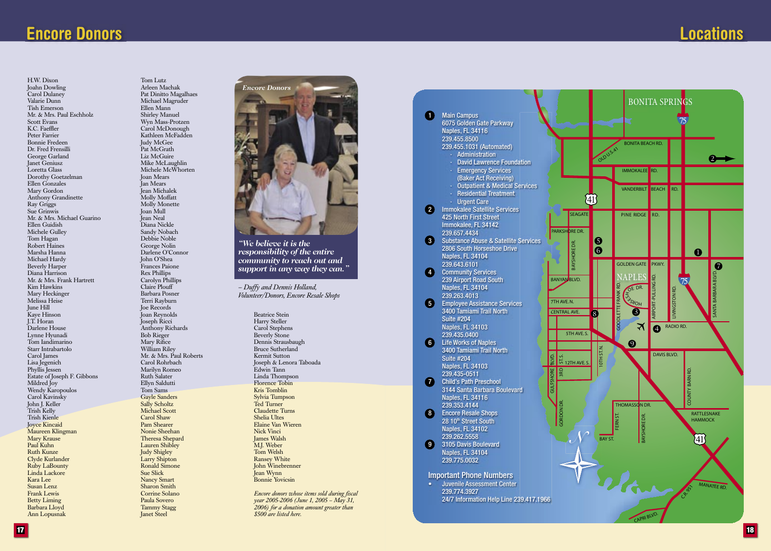# Encore Donors

H.W. Dixon
Joahn Dowling
Carol Dulaney
Valarie Dunn
Tish Emerson
Mr. & Mrs. Paul Eschholz
Scott Evans
K.C. Faeffler
Peter Farrier
Bonnie Fredeen
Dr. Fred Frensilli
George Garland
Janet Geniusz
Loretta Glass
Dorothy Goetzelman
Ellen Gonzales
Mary Gordon
Anthony Grandinette
Ray Griggs
Sue Grinwis
Mr. & Mrs. Michael Guarino
Ellen Guidish
Michele Gulley
Tom Hagan
Robert Haines
Marsha Hanna
Michael Hardy
Beverly Harper
Diana Harrison
Mr. & Mrs. Frank Hartrett
Kim Hawkins
Mary Heckinger
Melissa Heise
June Hill
Kaye Hinson
J.T. Horan
Darlene House
Lynne Hyunadi
Tom Iandimarino
Starr Intrabartolo
Carol James
Lisa Jegenich
Phyllis Jessen
Estate of Joseph F. Gibbons
Mildred Joy
Wendy Karopoulos
Carol Kavinsky
John J. Keller
Trish Kelly
Trish Kienle
Joyce Kincaid
Maureen Klingman
Mary Krause
Paul Kuhn
Ruth Kunze
Clyde Kurlander
Ruby LaBounty
Linda Lackore
Kara Lee
Susan Lenz
Frank Lewis
Betty Liming
Barbara Lloyd
Ann Lopusnak
Tom Lutz
Arleen Machak
Pat Dinitto Magalhaes
Michael Magruder
Ellen Mann
Shirley Manuel
Wyn Mass-Protzen
Carol McDonough
Kathleen McFadden
Judy McGee
Pat McGrath
Liz McGuire
Mike McLaughlin
Michele McWhorten
Joan Mears
Jan Mears
Jean Michalek
Molly Moffatt
Molly Monette
Joan Mull
Jean Neal
Diana Nickle
Sandy Nobach
Debbie Noble
George Nolin
Darlene O'Connor
John O'Shea
Frances Paione
Rex Phillips
Carolyn Phillips
Claire Plouff
Barbara Posner
Terri Rayburn
Joe Records
Joan Reynolds
Joseph Ricci
Anthony Richards
Bob Rieger
Mary Rifice
William Riley
Mr. & Mrs. Paul Roberts
Carol Rohrbach
Marilyn Romeo
Ruth Salater
Ellyn Saldutti
Tom Sams
Gayle Sanders
Sally Scholtz
Michael Scott
Carol Shaw
Pam Shearer
Nonie Sheehan
Theresa Shepard
Lauren Shibley
Judy Shigley
Larry Shipton
Ronald Simone
Sue Slick
Nancy Smart
Sharon Smith
Corrine Solano
Paula Sovero
Tammy Stagg
Janet Steel

*Encore Donors*

*"We believe it is the responsibility of the entire community to reach out and support in any way they can."*

*– Duffy and Dennis Holland, Volunteer/Donors, Encore Resale Shops*

Beatrice Stein
Harry Steller
Carol Stephens
Beverly Stone
Dennis Straushaugh
Bruce Sutherland
Kermit Sutton
Joseph & Lenora Taboada
Edwin Tann
Linda Thompson
Florence Tobin
Kris Tomblin
Sylvia Tumpson
Ted Turner
Claudette Turns
Shelia Ultes
Elaine Van Wieren
Nick Vinci
James Walsh
M.J. Weber
Tom Welsh
Ransey White
John Winebrenner
Jean Wynn
Bonnie Yovicsin

*Encore donors whose items sold during fiscal year 2005-2006 (June 1, 2005 – May 31, 2006) for a donation amount greater than $500 are listed here.*

# Locations

1. **Main Campus**
   6075 Golden Gate Parkway
   Naples, FL 34116
   239.455.8500
   239.455.1031 (Automated)
   - Administration
   - David Lawrence Foundation
   - Emergency Services (Baker Act Receiving)
   - Outpatient & Medical Services
   - Residential Treatment
   - Urgent Care
2. **Immokalee Satellite Services**
   425 North First Street
   Immokalee, FL 34142
   239.657.4434
3. **Substance Abuse & Satellite Services**
   2806 South Horseshoe Drive
   Naples, FL 34104
   239.643.6101
4. **Community Services**
   239 Airport Road South
   Naples, FL 34104
   239.263.4013
5. **Employee Assistance Services**
   3400 Tamiami Trail North
   Suite #204
   Naples, FL 34103
   239.435.0400
6. **Life Works of Naples**
   3400 Tamiami Trail North
   Suite #204
   Naples, FL 34103
   239.435-0511
7. **Child's Path Preschool**
   3144 Santa Barbara Boulevard
   Naples, FL 34116
   239.353.4144
8. **Encore Resale Shops**
   28 10th Street South
   Naples, FL 34102
   239.262.5558
9. 3105 Davis Boulevard
   Naples, FL 34104
   239.775.0032

**Important Phone Numbers**

- Juvenile Assessment Center
  239.774.3927
  24/7 Information Help Line 239.417.1966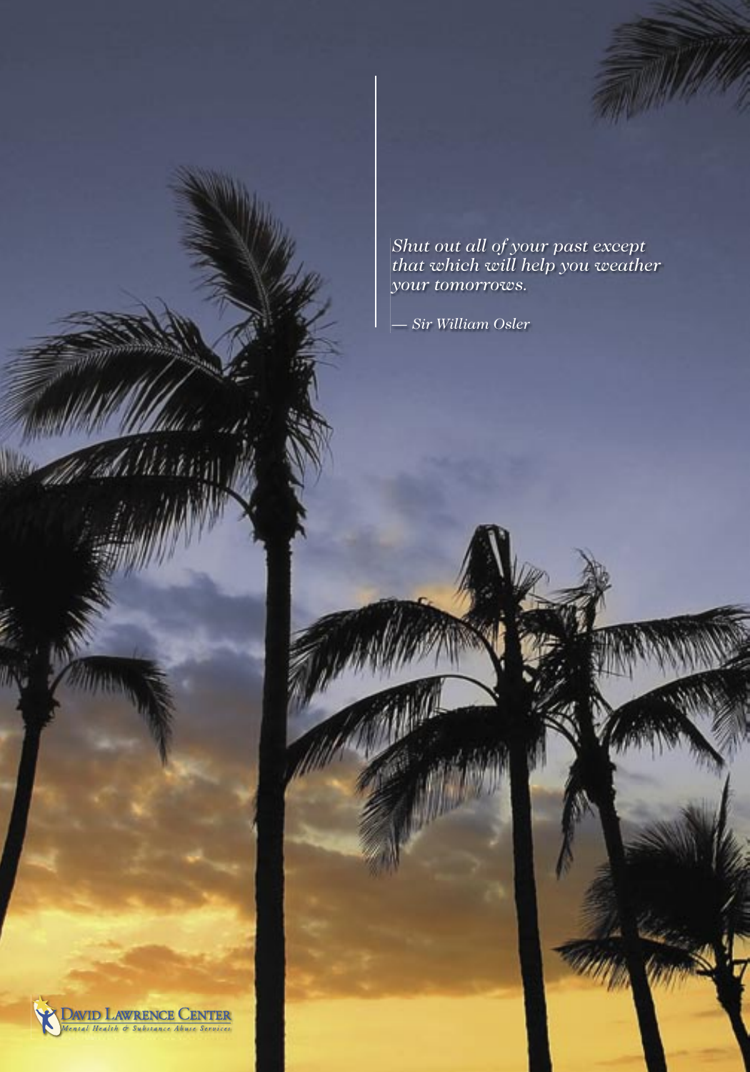*Shut out all of your past except that which will help you weather your tomorrows.*

*— Sir William Osler*

David Lawrence Center

*Mental Health & Substance Abuse Services*